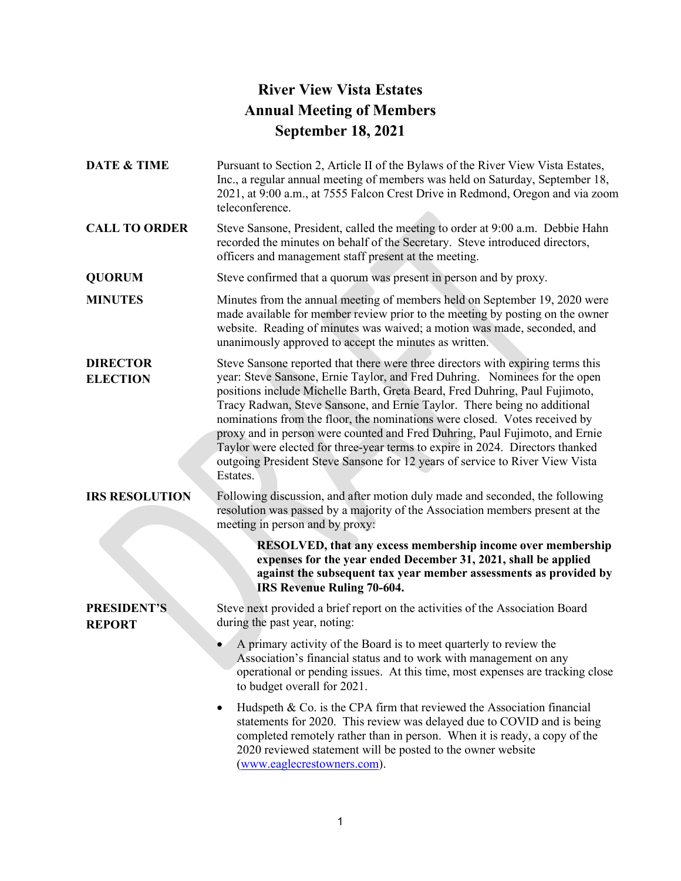# River View Vista Estates
# Annual Meeting of Members
# September 18, 2021

**DATE & TIME**

Pursuant to Section 2, Article II of the Bylaws of the River View Vista Estates, Inc., a regular annual meeting of members was held on Saturday, September 18, 2021, at 9:00 a.m., at 7555 Falcon Crest Drive in Redmond, Oregon and via zoom teleconference.

**CALL TO ORDER**

Steve Sansone, President, called the meeting to order at 9:00 a.m. Debbie Hahn recorded the minutes on behalf of the Secretary. Steve introduced directors, officers and management staff present at the meeting.

**QUORUM**

Steve confirmed that a quorum was present in person and by proxy.

**MINUTES**

Minutes from the annual meeting of members held on September 19, 2020 were made available for member review prior to the meeting by posting on the owner website. Reading of minutes was waived; a motion was made, seconded, and unanimously approved to accept the minutes as written.

**DIRECTOR ELECTION**

Steve Sansone reported that there were three directors with expiring terms this year: Steve Sansone, Ernie Taylor, and Fred Duhring. Nominees for the open positions include Michelle Barth, Greta Beard, Fred Duhring, Paul Fujimoto, Tracy Radwan, Steve Sansone, and Ernie Taylor. There being no additional nominations from the floor, the nominations were closed. Votes received by proxy and in person were counted and Fred Duhring, Paul Fujimoto, and Ernie Taylor were elected for three-year terms to expire in 2024. Directors thanked outgoing President Steve Sansone for 12 years of service to River View Vista Estates.

**IRS RESOLUTION**

Following discussion, and after motion duly made and seconded, the following resolution was passed by a majority of the Association members present at the meeting in person and by proxy:

> **RESOLVED, that any excess membership income over membership expenses for the year ended December 31, 2021, shall be applied against the subsequent tax year member assessments as provided by IRS Revenue Ruling 70-604.**

**PRESIDENT'S REPORT**

Steve next provided a brief report on the activities of the Association Board during the past year, noting:

- A primary activity of the Board is to meet quarterly to review the Association's financial status and to work with management on any operational or pending issues. At this time, most expenses are tracking close to budget overall for 2021.
- Hudspeth & Co. is the CPA firm that reviewed the Association financial statements for 2020. This review was delayed due to COVID and is being completed remotely rather than in person. When it is ready, a copy of the 2020 reviewed statement will be posted to the owner website (www.eaglecrestowners.com).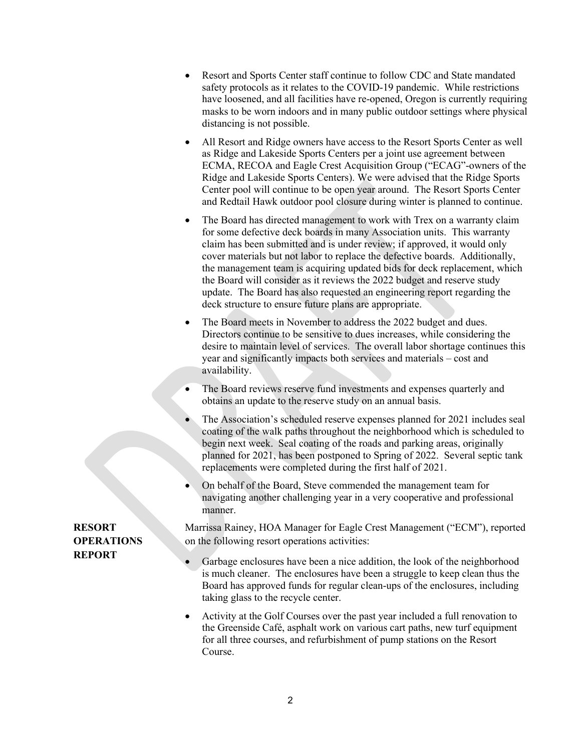- Resort and Sports Center staff continue to follow CDC and State mandated safety protocols as it relates to the COVID-19 pandemic. While restrictions have loosened, and all facilities have re-opened, Oregon is currently requiring masks to be worn indoors and in many public outdoor settings where physical distancing is not possible.
- All Resort and Ridge owners have access to the Resort Sports Center as well as Ridge and Lakeside Sports Centers per a joint use agreement between ECMA, RECOA and Eagle Crest Acquisition Group ("ECAG"-owners of the Ridge and Lakeside Sports Centers). We were advised that the Ridge Sports Center pool will continue to be open year around. The Resort Sports Center and Redtail Hawk outdoor pool closure during winter is planned to continue.
- The Board has directed management to work with Trex on a warranty claim for some defective deck boards in many Association units. This warranty claim has been submitted and is under review; if approved, it would only cover materials but not labor to replace the defective boards. Additionally, the management team is acquiring updated bids for deck replacement, which the Board will consider as it reviews the 2022 budget and reserve study update. The Board has also requested an engineering report regarding the deck structure to ensure future plans are appropriate.
- The Board meets in November to address the 2022 budget and dues. Directors continue to be sensitive to dues increases, while considering the desire to maintain level of services. The overall labor shortage continues this year and significantly impacts both services and materials – cost and availability.
- The Board reviews reserve fund investments and expenses quarterly and obtains an update to the reserve study on an annual basis.
- The Association's scheduled reserve expenses planned for 2021 includes seal coating of the walk paths throughout the neighborhood which is scheduled to begin next week. Seal coating of the roads and parking areas, originally planned for 2021, has been postponed to Spring of 2022. Several septic tank replacements were completed during the first half of 2021.
- On behalf of the Board, Steve commended the management team for navigating another challenging year in a very cooperative and professional manner.

**RESORT OPERATIONS REPORT**

Marrissa Rainey, HOA Manager for Eagle Crest Management ("ECM"), reported on the following resort operations activities:

- Garbage enclosures have been a nice addition, the look of the neighborhood is much cleaner. The enclosures have been a struggle to keep clean thus the Board has approved funds for regular clean-ups of the enclosures, including taking glass to the recycle center.
- Activity at the Golf Courses over the past year included a full renovation to the Greenside Café, asphalt work on various cart paths, new turf equipment for all three courses, and refurbishment of pump stations on the Resort Course.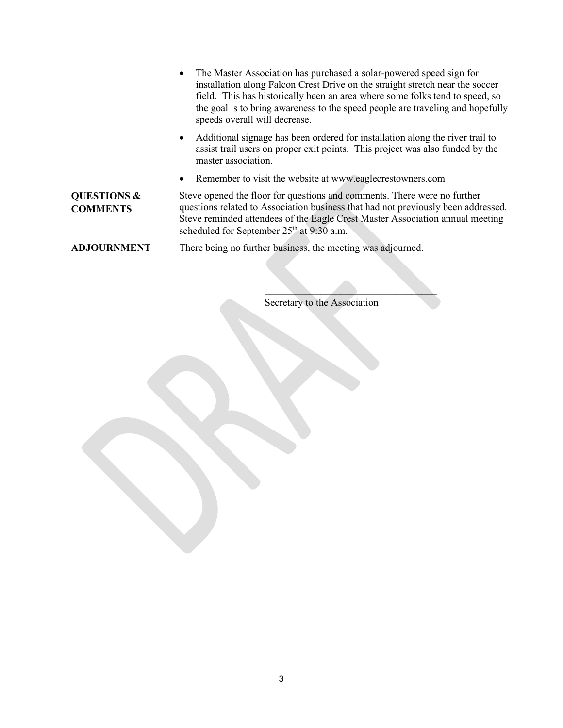- The Master Association has purchased a solar-powered speed sign for installation along Falcon Crest Drive on the straight stretch near the soccer field. This has historically been an area where some folks tend to speed, so the goal is to bring awareness to the speed people are traveling and hopefully speeds overall will decrease.
- Additional signage has been ordered for installation along the river trail to assist trail users on proper exit points. This project was also funded by the master association.
- Remember to visit the website at www.eaglecrestowners.com

**QUESTIONS & COMMENTS**

Steve opened the floor for questions and comments. There were no further questions related to Association business that had not previously been addressed. Steve reminded attendees of the Eagle Crest Master Association annual meeting scheduled for September 25th at 9:30 a.m.

**ADJOURNMENT**

There being no further business, the meeting was adjourned.

\_\_\_\_\_\_\_\_\_\_\_\_\_\_\_\_\_\_\_\_\_\_\_\_\_\_\_\_\_\_\_\_\_\_\_\_

Secretary to the Association

DRAFT